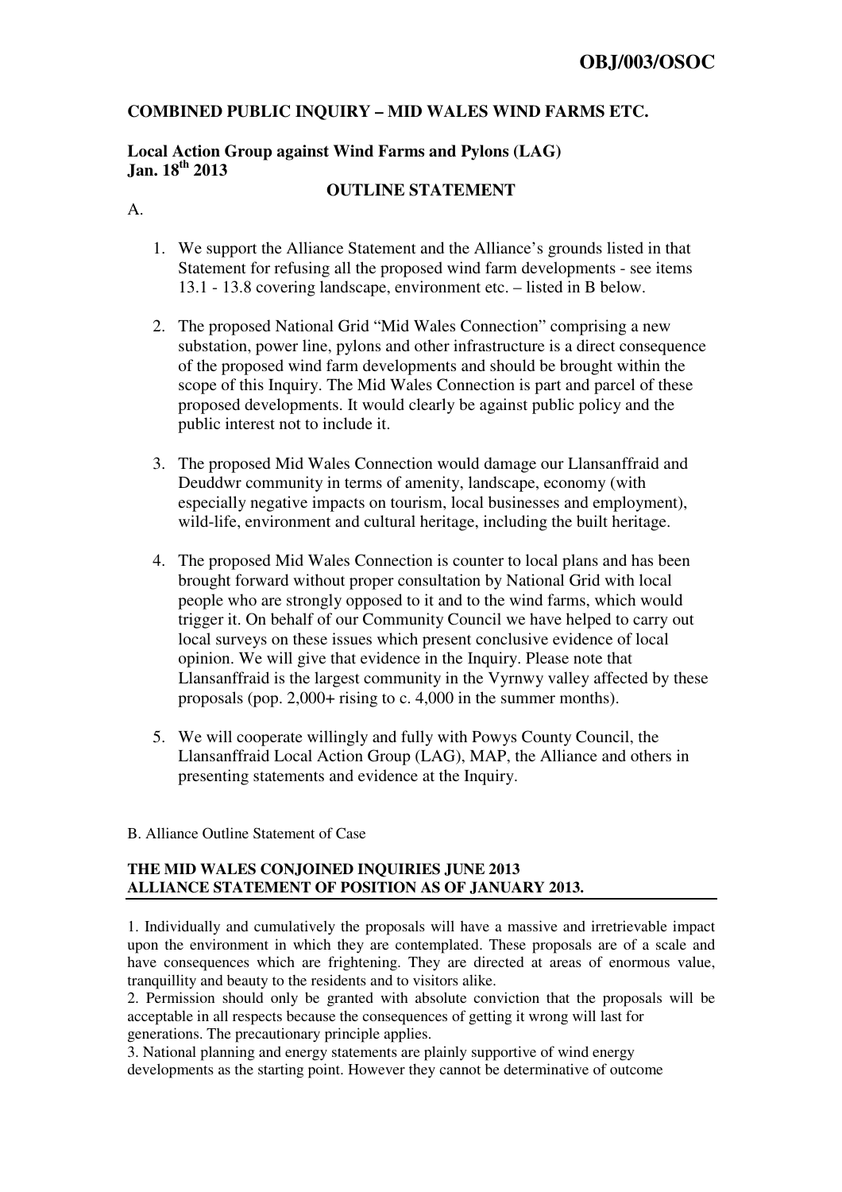**OBJ/003/OSOC**

**COMBINED PUBLIC INQUIRY – MID WALES WIND FARMS ETC.**

**Local Action Group against Wind Farms and Pylons (LAG)**
**Jan. 18th 2013**

**OUTLINE STATEMENT**

A.

1. We support the Alliance Statement and the Alliance's grounds listed in that Statement for refusing all the proposed wind farm developments - see items 13.1 - 13.8 covering landscape, environment etc. – listed in B below.

2. The proposed National Grid "Mid Wales Connection" comprising a new substation, power line, pylons and other infrastructure is a direct consequence of the proposed wind farm developments and should be brought within the scope of this Inquiry. The Mid Wales Connection is part and parcel of these proposed developments. It would clearly be against public policy and the public interest not to include it.

3. The proposed Mid Wales Connection would damage our Llansanffraid and Deuddwr community in terms of amenity, landscape, economy (with especially negative impacts on tourism, local businesses and employment), wild-life, environment and cultural heritage, including the built heritage.

4. The proposed Mid Wales Connection is counter to local plans and has been brought forward without proper consultation by National Grid with local people who are strongly opposed to it and to the wind farms, which would trigger it. On behalf of our Community Council we have helped to carry out local surveys on these issues which present conclusive evidence of local opinion. We will give that evidence in the Inquiry. Please note that Llansanffraid is the largest community in the Vyrnwy valley affected by these proposals (pop. 2,000+ rising to c. 4,000 in the summer months).

5. We will cooperate willingly and fully with Powys County Council, the Llansanffraid Local Action Group (LAG), MAP, the Alliance and others in presenting statements and evidence at the Inquiry.

B. Alliance Outline Statement of Case

**THE MID WALES CONJOINED INQUIRIES JUNE 2013**
**ALLIANCE STATEMENT OF POSITION AS OF JANUARY 2013.**

1. Individually and cumulatively the proposals will have a massive and irretrievable impact upon the environment in which they are contemplated. These proposals are of a scale and have consequences which are frightening. They are directed at areas of enormous value, tranquillity and beauty to the residents and to visitors alike.
2. Permission should only be granted with absolute conviction that the proposals will be acceptable in all respects because the consequences of getting it wrong will last for generations. The precautionary principle applies.
3. National planning and energy statements are plainly supportive of wind energy developments as the starting point. However they cannot be determinative of outcome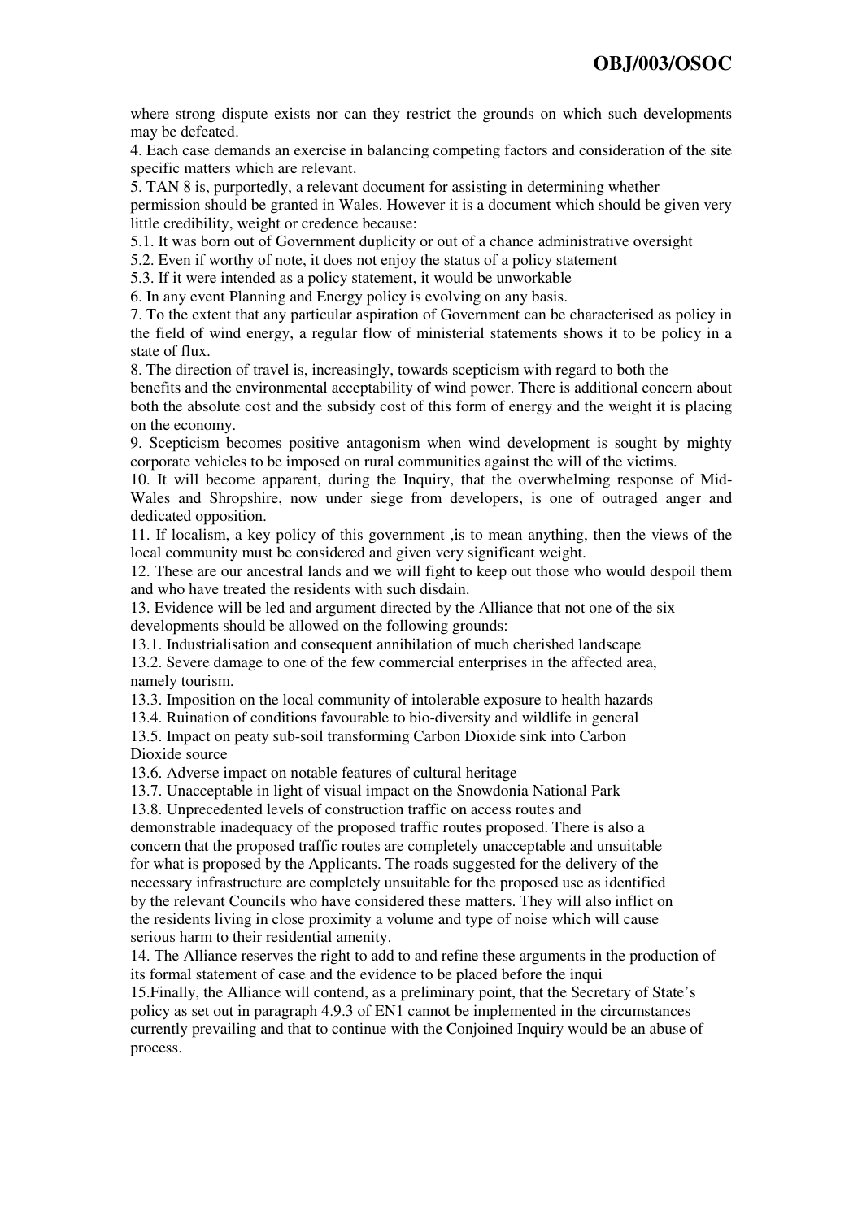where strong dispute exists nor can they restrict the grounds on which such developments may be defeated.

4. Each case demands an exercise in balancing competing factors and consideration of the site specific matters which are relevant.

5. TAN 8 is, purportedly, a relevant document for assisting in determining whether permission should be granted in Wales. However it is a document which should be given very little credibility, weight or credence because:

5.1. It was born out of Government duplicity or out of a chance administrative oversight

5.2. Even if worthy of note, it does not enjoy the status of a policy statement

5.3. If it were intended as a policy statement, it would be unworkable

6. In any event Planning and Energy policy is evolving on any basis.

7. To the extent that any particular aspiration of Government can be characterised as policy in the field of wind energy, a regular flow of ministerial statements shows it to be policy in a state of flux.

8. The direction of travel is, increasingly, towards scepticism with regard to both the benefits and the environmental acceptability of wind power. There is additional concern about both the absolute cost and the subsidy cost of this form of energy and the weight it is placing on the economy.

9. Scepticism becomes positive antagonism when wind development is sought by mighty corporate vehicles to be imposed on rural communities against the will of the victims.

10. It will become apparent, during the Inquiry, that the overwhelming response of Mid-Wales and Shropshire, now under siege from developers, is one of outraged anger and dedicated opposition.

11. If localism, a key policy of this government ,is to mean anything, then the views of the local community must be considered and given very significant weight.

12. These are our ancestral lands and we will fight to keep out those who would despoil them and who have treated the residents with such disdain.

13. Evidence will be led and argument directed by the Alliance that not one of the six developments should be allowed on the following grounds:

13.1. Industrialisation and consequent annihilation of much cherished landscape

13.2. Severe damage to one of the few commercial enterprises in the affected area, namely tourism.

13.3. Imposition on the local community of intolerable exposure to health hazards

13.4. Ruination of conditions favourable to bio-diversity and wildlife in general

13.5. Impact on peaty sub-soil transforming Carbon Dioxide sink into Carbon Dioxide source

13.6. Adverse impact on notable features of cultural heritage

13.7. Unacceptable in light of visual impact on the Snowdonia National Park

13.8. Unprecedented levels of construction traffic on access routes and demonstrable inadequacy of the proposed traffic routes proposed. There is also a concern that the proposed traffic routes are completely unacceptable and unsuitable for what is proposed by the Applicants. The roads suggested for the delivery of the necessary infrastructure are completely unsuitable for the proposed use as identified by the relevant Councils who have considered these matters. They will also inflict on the residents living in close proximity a volume and type of noise which will cause serious harm to their residential amenity.

14. The Alliance reserves the right to add to and refine these arguments in the production of its formal statement of case and the evidence to be placed before the inqui

15.Finally, the Alliance will contend, as a preliminary point, that the Secretary of State's policy as set out in paragraph 4.9.3 of EN1 cannot be implemented in the circumstances currently prevailing and that to continue with the Conjoined Inquiry would be an abuse of process.